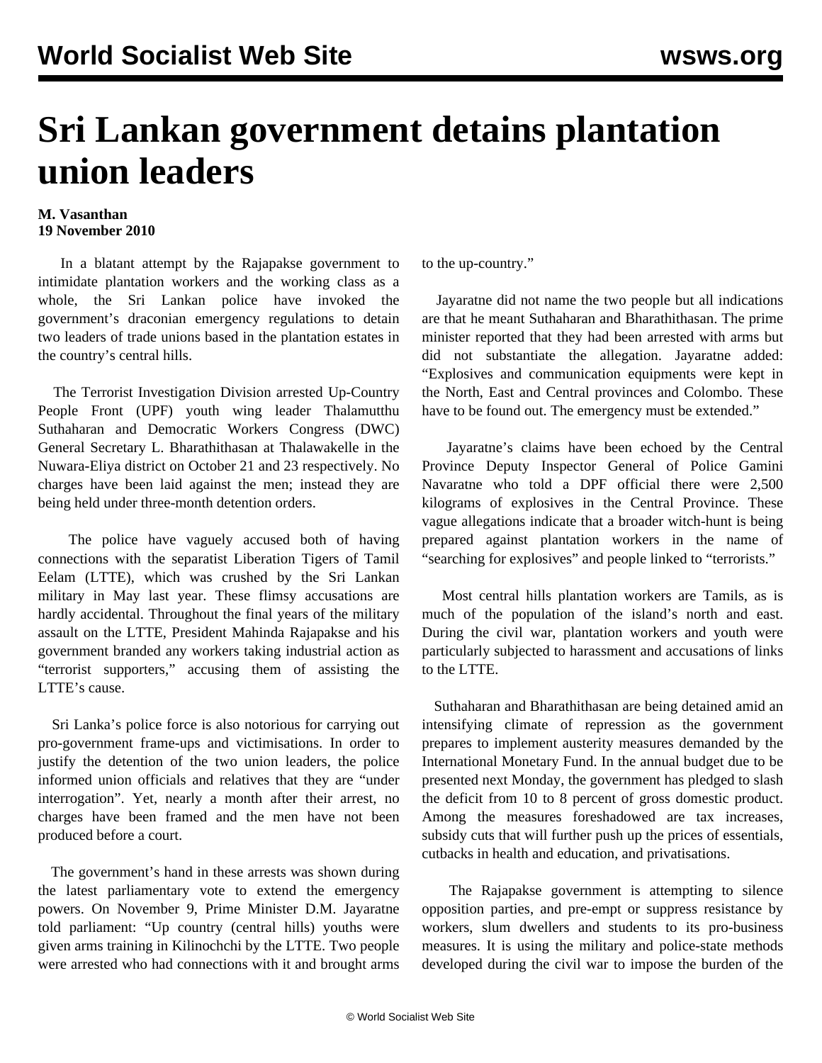# Sri Lankan government detains plantation union leaders

**M. Vasanthan**
**19 November 2010**

In a blatant attempt by the Rajapakse government to intimidate plantation workers and the working class as a whole, the Sri Lankan police have invoked the government's draconian emergency regulations to detain two leaders of trade unions based in the plantation estates in the country's central hills.

The Terrorist Investigation Division arrested Up-Country People Front (UPF) youth wing leader Thalamutthu Suthaharan and Democratic Workers Congress (DWC) General Secretary L. Bharathithasan at Thalawakelle in the Nuwara-Eliya district on October 21 and 23 respectively. No charges have been laid against the men; instead they are being held under three-month detention orders.

The police have vaguely accused both of having connections with the separatist Liberation Tigers of Tamil Eelam (LTTE), which was crushed by the Sri Lankan military in May last year. These flimsy accusations are hardly accidental. Throughout the final years of the military assault on the LTTE, President Mahinda Rajapakse and his government branded any workers taking industrial action as "terrorist supporters," accusing them of assisting the LTTE's cause.

Sri Lanka's police force is also notorious for carrying out pro-government frame-ups and victimisations. In order to justify the detention of the two union leaders, the police informed union officials and relatives that they are "under interrogation". Yet, nearly a month after their arrest, no charges have been framed and the men have not been produced before a court.

The government's hand in these arrests was shown during the latest parliamentary vote to extend the emergency powers. On November 9, Prime Minister D.M. Jayaratne told parliament: "Up country (central hills) youths were given arms training in Kilinochchi by the LTTE. Two people were arrested who had connections with it and brought arms to the up-country."

Jayaratne did not name the two people but all indications are that he meant Suthaharan and Bharathithasan. The prime minister reported that they had been arrested with arms but did not substantiate the allegation. Jayaratne added: "Explosives and communication equipments were kept in the North, East and Central provinces and Colombo. These have to be found out. The emergency must be extended."

Jayaratne's claims have been echoed by the Central Province Deputy Inspector General of Police Gamini Navaratne who told a DPF official there were 2,500 kilograms of explosives in the Central Province. These vague allegations indicate that a broader witch-hunt is being prepared against plantation workers in the name of "searching for explosives" and people linked to "terrorists."

Most central hills plantation workers are Tamils, as is much of the population of the island's north and east. During the civil war, plantation workers and youth were particularly subjected to harassment and accusations of links to the LTTE.

Suthaharan and Bharathithasan are being detained amid an intensifying climate of repression as the government prepares to implement austerity measures demanded by the International Monetary Fund. In the annual budget due to be presented next Monday, the government has pledged to slash the deficit from 10 to 8 percent of gross domestic product. Among the measures foreshadowed are tax increases, subsidy cuts that will further push up the prices of essentials, cutbacks in health and education, and privatisations.

The Rajapakse government is attempting to silence opposition parties, and pre-empt or suppress resistance by workers, slum dwellers and students to its pro-business measures. It is using the military and police-state methods developed during the civil war to impose the burden of the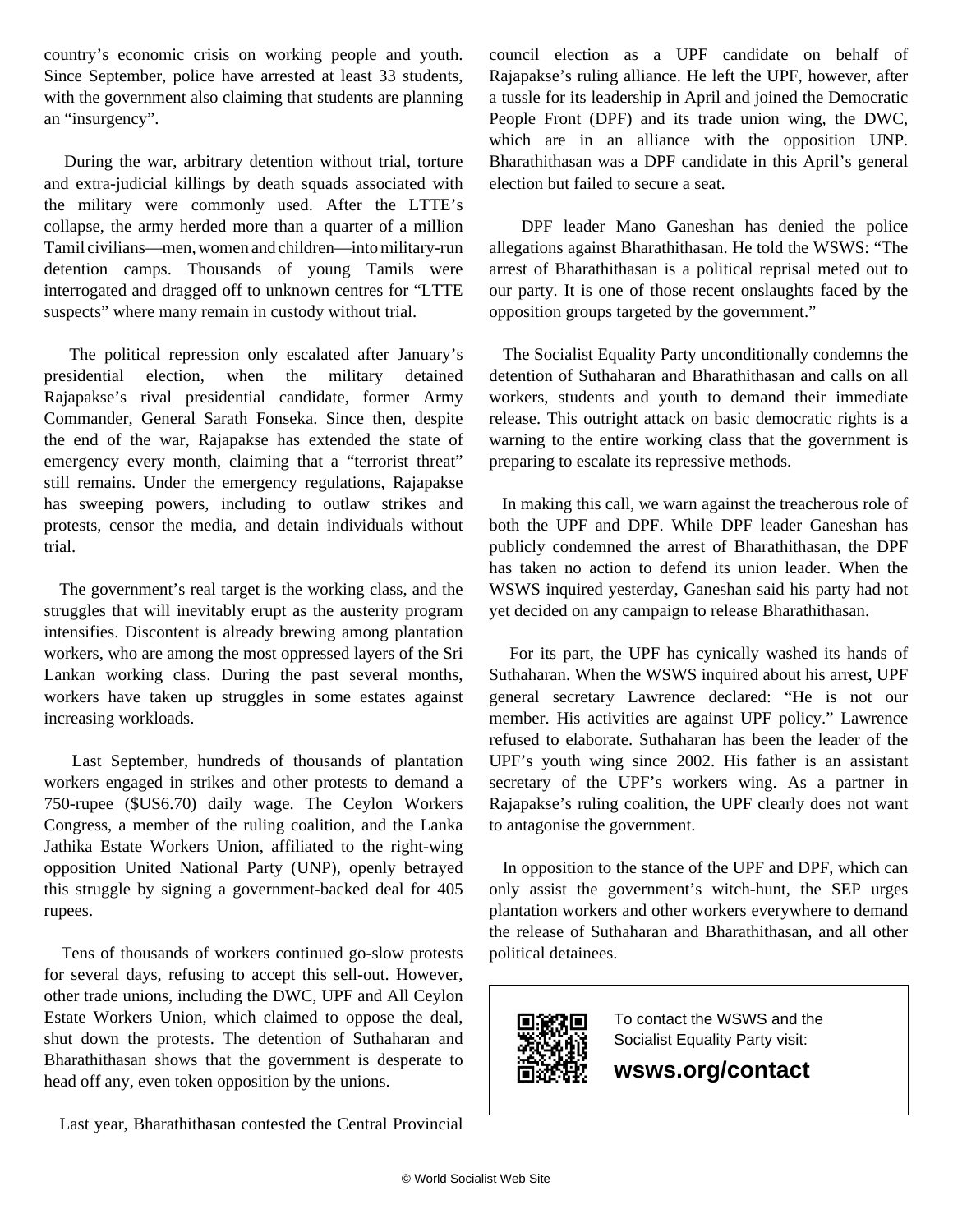country's economic crisis on working people and youth. Since September, police have arrested at least 33 students, with the government also claiming that students are planning an "insurgency".

During the war, arbitrary detention without trial, torture and extra-judicial killings by death squads associated with the military were commonly used. After the LTTE's collapse, the army herded more than a quarter of a million Tamil civilians—men, women and children—into military-run detention camps. Thousands of young Tamils were interrogated and dragged off to unknown centres for "LTTE suspects" where many remain in custody without trial.

The political repression only escalated after January's presidential election, when the military detained Rajapakse's rival presidential candidate, former Army Commander, General Sarath Fonseka. Since then, despite the end of the war, Rajapakse has extended the state of emergency every month, claiming that a "terrorist threat" still remains. Under the emergency regulations, Rajapakse has sweeping powers, including to outlaw strikes and protests, censor the media, and detain individuals without trial.

The government's real target is the working class, and the struggles that will inevitably erupt as the austerity program intensifies. Discontent is already brewing among plantation workers, who are among the most oppressed layers of the Sri Lankan working class. During the past several months, workers have taken up struggles in some estates against increasing workloads.

Last September, hundreds of thousands of plantation workers engaged in strikes and other protests to demand a 750-rupee ($US6.70) daily wage. The Ceylon Workers Congress, a member of the ruling coalition, and the Lanka Jathika Estate Workers Union, affiliated to the right-wing opposition United National Party (UNP), openly betrayed this struggle by signing a government-backed deal for 405 rupees.

Tens of thousands of workers continued go-slow protests for several days, refusing to accept this sell-out. However, other trade unions, including the DWC, UPF and All Ceylon Estate Workers Union, which claimed to oppose the deal, shut down the protests. The detention of Suthaharan and Bharathithasan shows that the government is desperate to head off any, even token opposition by the unions.

Last year, Bharathithasan contested the Central Provincial council election as a UPF candidate on behalf of Rajapakse's ruling alliance. He left the UPF, however, after a tussle for its leadership in April and joined the Democratic People Front (DPF) and its trade union wing, the DWC, which are in an alliance with the opposition UNP. Bharathithasan was a DPF candidate in this April's general election but failed to secure a seat.

DPF leader Mano Ganeshan has denied the police allegations against Bharathithasan. He told the WSWS: "The arrest of Bharathithasan is a political reprisal meted out to our party. It is one of those recent onslaughts faced by the opposition groups targeted by the government."

The Socialist Equality Party unconditionally condemns the detention of Suthaharan and Bharathithasan and calls on all workers, students and youth to demand their immediate release. This outright attack on basic democratic rights is a warning to the entire working class that the government is preparing to escalate its repressive methods.

In making this call, we warn against the treacherous role of both the UPF and DPF. While DPF leader Ganeshan has publicly condemned the arrest of Bharathithasan, the DPF has taken no action to defend its union leader. When the WSWS inquired yesterday, Ganeshan said his party had not yet decided on any campaign to release Bharathithasan.

For its part, the UPF has cynically washed its hands of Suthaharan. When the WSWS inquired about his arrest, UPF general secretary Lawrence declared: "He is not our member. His activities are against UPF policy." Lawrence refused to elaborate. Suthaharan has been the leader of the UPF's youth wing since 2002. His father is an assistant secretary of the UPF's workers wing. As a partner in Rajapakse's ruling coalition, the UPF clearly does not want to antagonise the government.

In opposition to the stance of the UPF and DPF, which can only assist the government's witch-hunt, the SEP urges plantation workers and other workers everywhere to demand the release of Suthaharan and Bharathithasan, and all other political detainees.

To contact the WSWS and the Socialist Equality Party visit:

**wsws.org/contact**